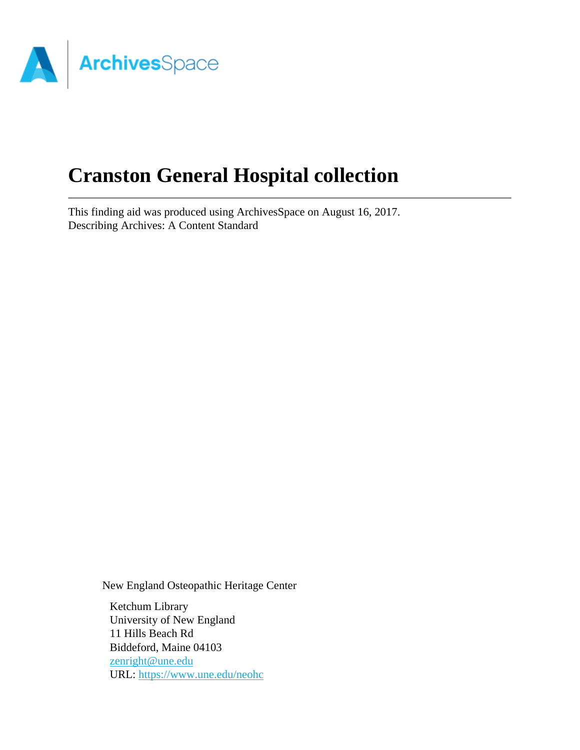# Cranston General Hospital collection

This finding aid was produced using ArchivesSpace on August 16, 2017.
Describing Archives: A Content Standard

New England Osteopathic Heritage Center

Ketchum Library
University of New England
11 Hills Beach Rd
Biddeford, Maine 04103
zenright@une.edu
URL: https://www.une.edu/neohc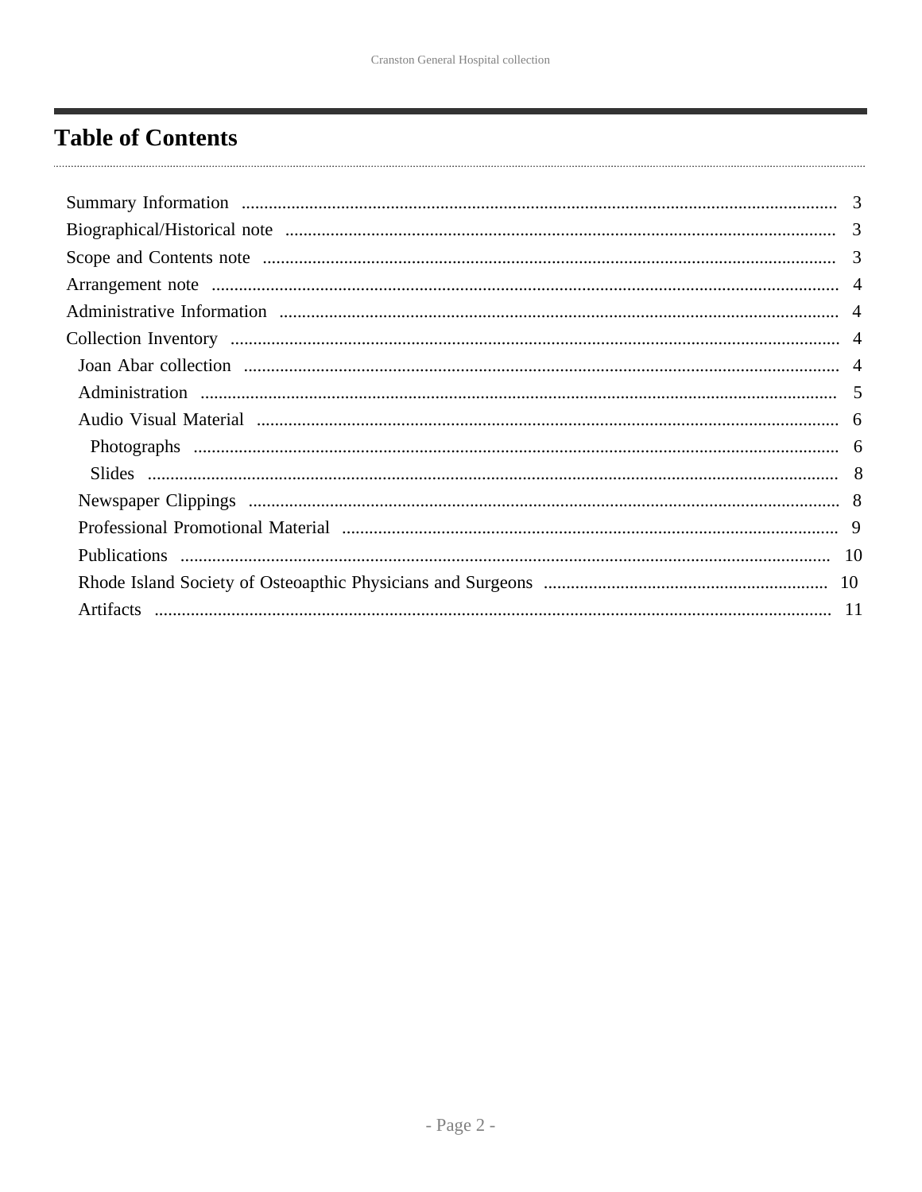# Table of Contents

- Summary Information ... 3
- Biographical/Historical note ... 3
- Scope and Contents note ... 3
- Arrangement note ... 4
- Administrative Information ... 4
- Collection Inventory ... 4
  - Joan Abar collection ... 4
  - Administration ... 5
  - Audio Visual Material ... 6
    - Photographs ... 6
    - Slides ... 8
  - Newspaper Clippings ... 8
  - Professional Promotional Material ... 9
  - Publications ... 10
  - Rhode Island Society of Osteoapthic Physicians and Surgeons ... 10
  - Artifacts ... 11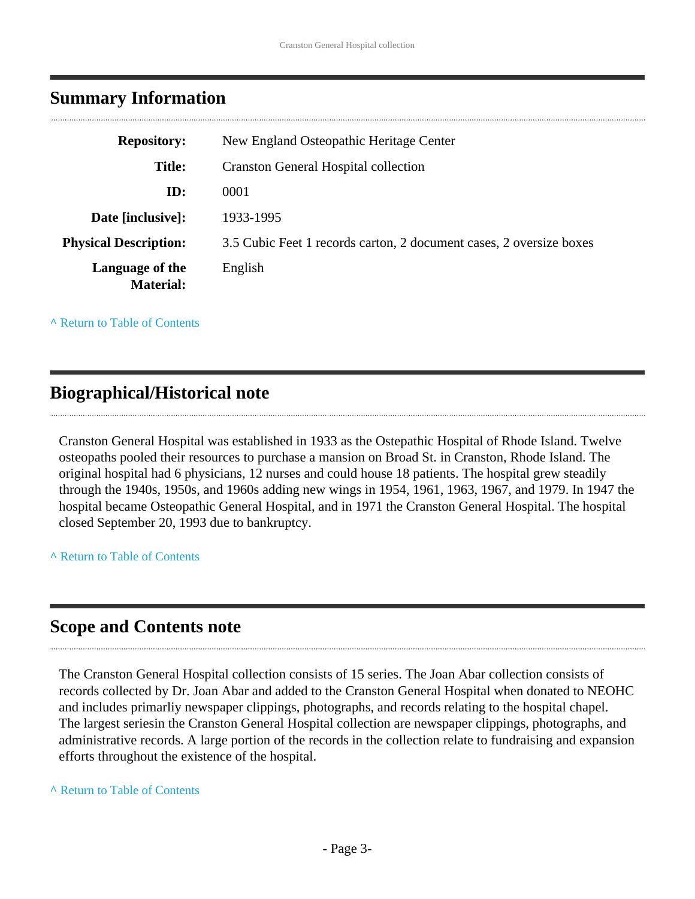## Summary Information

| | |
|---|---|
| **Repository:** | New England Osteopathic Heritage Center |
| **Title:** | Cranston General Hospital collection |
| **ID:** | 0001 |
| **Date [inclusive]:** | 1933-1995 |
| **Physical Description:** | 3.5 Cubic Feet 1 records carton, 2 document cases, 2 oversize boxes |
| **Language of the Material:** | English |

^ Return to Table of Contents

## Biographical/Historical note

Cranston General Hospital was established in 1933 as the Ostepathic Hospital of Rhode Island. Twelve osteopaths pooled their resources to purchase a mansion on Broad St. in Cranston, Rhode Island. The original hospital had 6 physicians, 12 nurses and could house 18 patients. The hospital grew steadily through the 1940s, 1950s, and 1960s adding new wings in 1954, 1961, 1963, 1967, and 1979. In 1947 the hospital became Osteopathic General Hospital, and in 1971 the Cranston General Hospital. The hospital closed September 20, 1993 due to bankruptcy.

^ Return to Table of Contents

## Scope and Contents note

The Cranston General Hospital collection consists of 15 series. The Joan Abar collection consists of records collected by Dr. Joan Abar and added to the Cranston General Hospital when donated to NEOHC and includes primarliy newspaper clippings, photographs, and records relating to the hospital chapel. The largest seriesin the Cranston General Hospital collection are newspaper clippings, photographs, and administrative records. A large portion of the records in the collection relate to fundraising and expansion efforts throughout the existence of the hospital.

^ Return to Table of Contents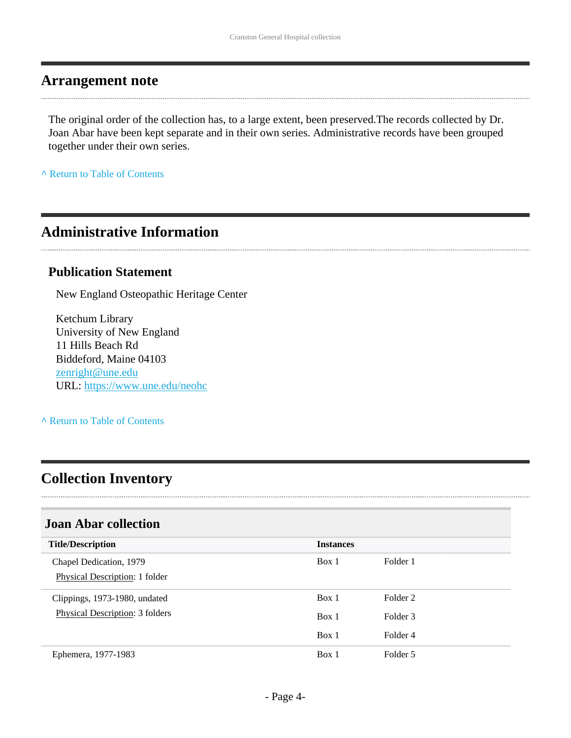## Arrangement note

The original order of the collection has, to a large extent, been preserved.The records collected by Dr. Joan Abar have been kept separate and in their own series. Administrative records have been grouped together under their own series.

^ Return to Table of Contents

## Administrative Information

### Publication Statement

New England Osteopathic Heritage Center

Ketchum Library
University of New England
11 Hills Beach Rd
Biddeford, Maine 04103
zenright@une.edu
URL: https://www.une.edu/neohc

^ Return to Table of Contents

## Collection Inventory

### Joan Abar collection

| Title/Description | Instances | |
|---|---|---|
| Chapel Dedication, 1979<br>Physical Description: 1 folder | Box 1 | Folder 1 |
| Clippings, 1973-1980, undated<br>Physical Description: 3 folders | Box 1 | Folder 2 |
| | Box 1 | Folder 3 |
| | Box 1 | Folder 4 |
| Ephemera, 1977-1983 | Box 1 | Folder 5 |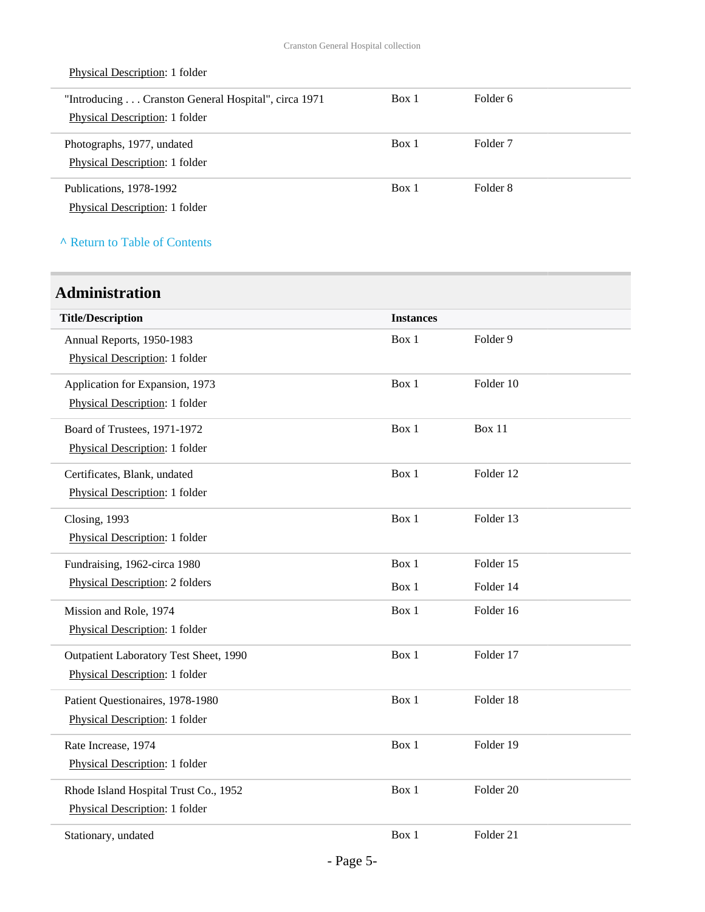Physical Description: 1 folder

| Title/Description | Instances | |
|---|---|---|
| "Introducing . . . Cranston General Hospital", circa 1971<br>Physical Description: 1 folder | Box 1 | Folder 6 |
| Photographs, 1977, undated<br>Physical Description: 1 folder | Box 1 | Folder 7 |
| Publications, 1978-1992<br>Physical Description: 1 folder | Box 1 | Folder 8 |

^ Return to Table of Contents

## Administration

| Title/Description | Instances | |
|---|---|---|
| Annual Reports, 1950-1983<br>Physical Description: 1 folder | Box 1 | Folder 9 |
| Application for Expansion, 1973<br>Physical Description: 1 folder | Box 1 | Folder 10 |
| Board of Trustees, 1971-1972<br>Physical Description: 1 folder | Box 1 | Box 11 |
| Certificates, Blank, undated<br>Physical Description: 1 folder | Box 1 | Folder 12 |
| Closing, 1993<br>Physical Description: 1 folder | Box 1 | Folder 13 |
| Fundraising, 1962-circa 1980<br>Physical Description: 2 folders | Box 1<br>Box 1 | Folder 15<br>Folder 14 |
| Mission and Role, 1974<br>Physical Description: 1 folder | Box 1 | Folder 16 |
| Outpatient Laboratory Test Sheet, 1990<br>Physical Description: 1 folder | Box 1 | Folder 17 |
| Patient Questionaires, 1978-1980<br>Physical Description: 1 folder | Box 1 | Folder 18 |
| Rate Increase, 1974<br>Physical Description: 1 folder | Box 1 | Folder 19 |
| Rhode Island Hospital Trust Co., 1952<br>Physical Description: 1 folder | Box 1 | Folder 20 |
| Stationary, undated | Box 1 | Folder 21 |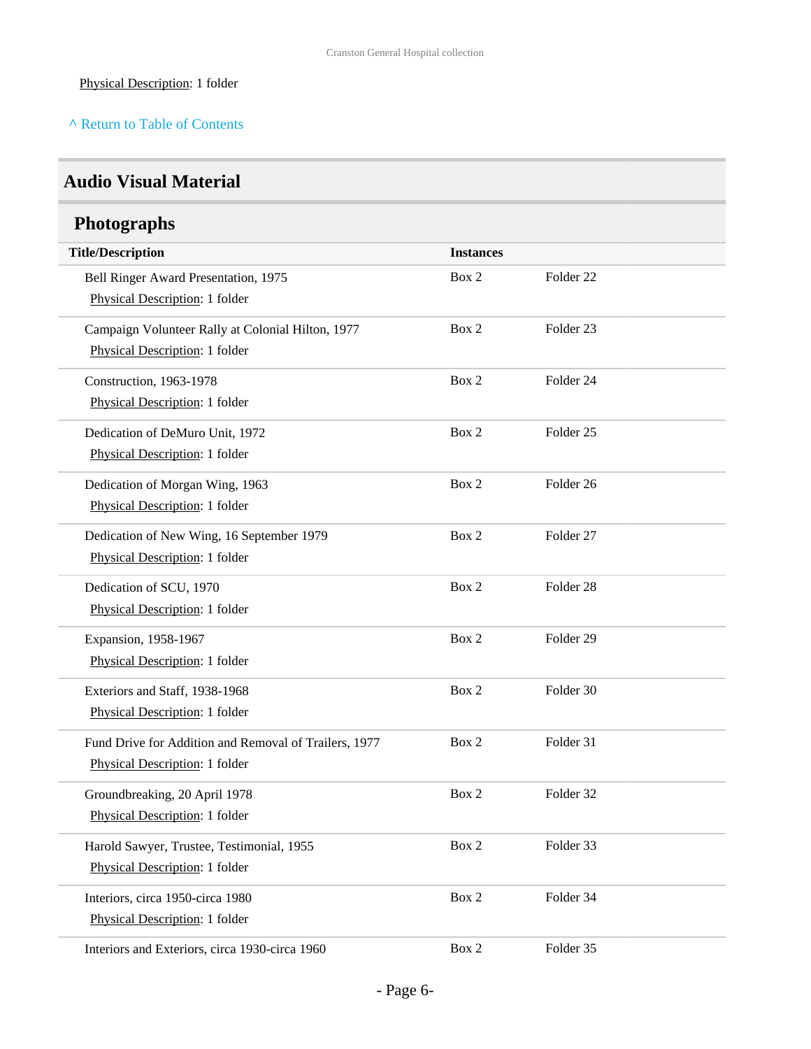Physical Description: 1 folder

^ Return to Table of Contents

## Audio Visual Material

### Photographs

| Title/Description | Instances | |
|---|---|---|
| Bell Ringer Award Presentation, 1975<br>Physical Description: 1 folder | Box 2 | Folder 22 |
| Campaign Volunteer Rally at Colonial Hilton, 1977<br>Physical Description: 1 folder | Box 2 | Folder 23 |
| Construction, 1963-1978<br>Physical Description: 1 folder | Box 2 | Folder 24 |
| Dedication of DeMuro Unit, 1972<br>Physical Description: 1 folder | Box 2 | Folder 25 |
| Dedication of Morgan Wing, 1963<br>Physical Description: 1 folder | Box 2 | Folder 26 |
| Dedication of New Wing, 16 September 1979<br>Physical Description: 1 folder | Box 2 | Folder 27 |
| Dedication of SCU, 1970<br>Physical Description: 1 folder | Box 2 | Folder 28 |
| Expansion, 1958-1967<br>Physical Description: 1 folder | Box 2 | Folder 29 |
| Exteriors and Staff, 1938-1968<br>Physical Description: 1 folder | Box 2 | Folder 30 |
| Fund Drive for Addition and Removal of Trailers, 1977<br>Physical Description: 1 folder | Box 2 | Folder 31 |
| Groundbreaking, 20 April 1978<br>Physical Description: 1 folder | Box 2 | Folder 32 |
| Harold Sawyer, Trustee, Testimonial, 1955<br>Physical Description: 1 folder | Box 2 | Folder 33 |
| Interiors, circa 1950-circa 1980<br>Physical Description: 1 folder | Box 2 | Folder 34 |
| Interiors and Exteriors, circa 1930-circa 1960 | Box 2 | Folder 35 |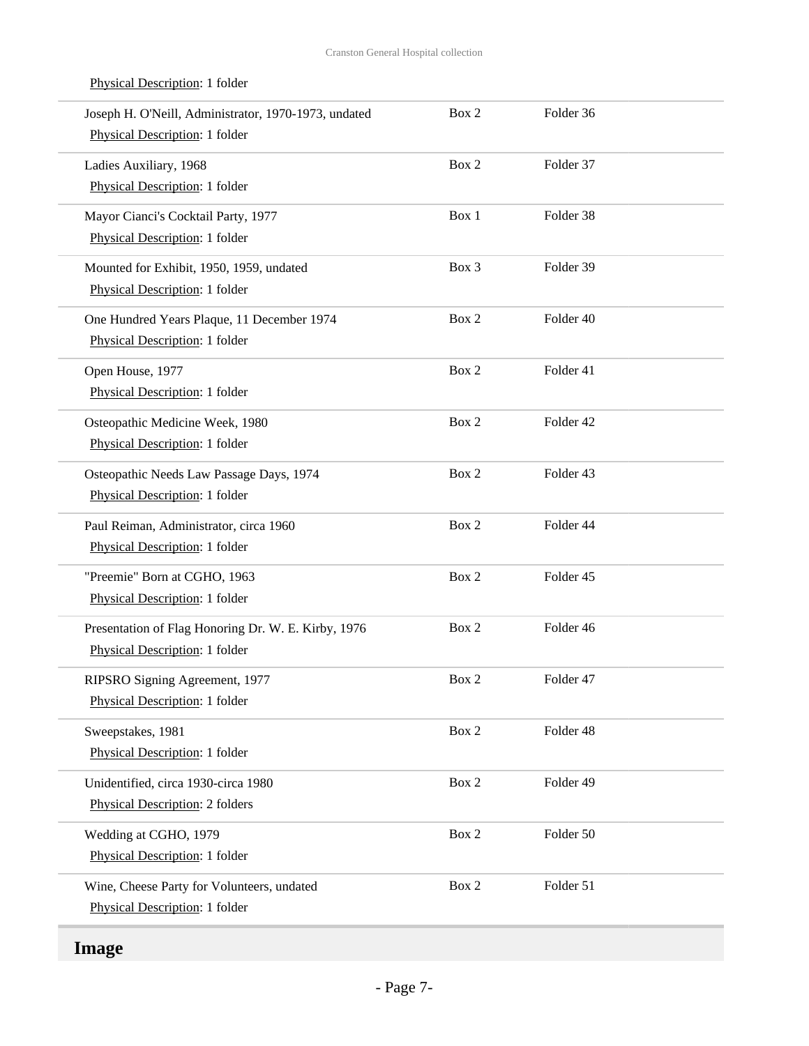Physical Description: 1 folder

| | | |
|---|---|---|
| Joseph H. O'Neill, Administrator, 1970-1973, undated<br>Physical Description: 1 folder | Box 2 | Folder 36 |
| Ladies Auxiliary, 1968<br>Physical Description: 1 folder | Box 2 | Folder 37 |
| Mayor Cianci's Cocktail Party, 1977<br>Physical Description: 1 folder | Box 1 | Folder 38 |
| Mounted for Exhibit, 1950, 1959, undated<br>Physical Description: 1 folder | Box 3 | Folder 39 |
| One Hundred Years Plaque, 11 December 1974<br>Physical Description: 1 folder | Box 2 | Folder 40 |
| Open House, 1977<br>Physical Description: 1 folder | Box 2 | Folder 41 |
| Osteopathic Medicine Week, 1980<br>Physical Description: 1 folder | Box 2 | Folder 42 |
| Osteopathic Needs Law Passage Days, 1974<br>Physical Description: 1 folder | Box 2 | Folder 43 |
| Paul Reiman, Administrator, circa 1960<br>Physical Description: 1 folder | Box 2 | Folder 44 |
| "Preemie" Born at CGHO, 1963<br>Physical Description: 1 folder | Box 2 | Folder 45 |
| Presentation of Flag Honoring Dr. W. E. Kirby, 1976<br>Physical Description: 1 folder | Box 2 | Folder 46 |
| RIPSRO Signing Agreement, 1977<br>Physical Description: 1 folder | Box 2 | Folder 47 |
| Sweepstakes, 1981<br>Physical Description: 1 folder | Box 2 | Folder 48 |
| Unidentified, circa 1930-circa 1980<br>Physical Description: 2 folders | Box 2 | Folder 49 |
| Wedding at CGHO, 1979<br>Physical Description: 1 folder | Box 2 | Folder 50 |
| Wine, Cheese Party for Volunteers, undated<br>Physical Description: 1 folder | Box 2 | Folder 51 |

## Image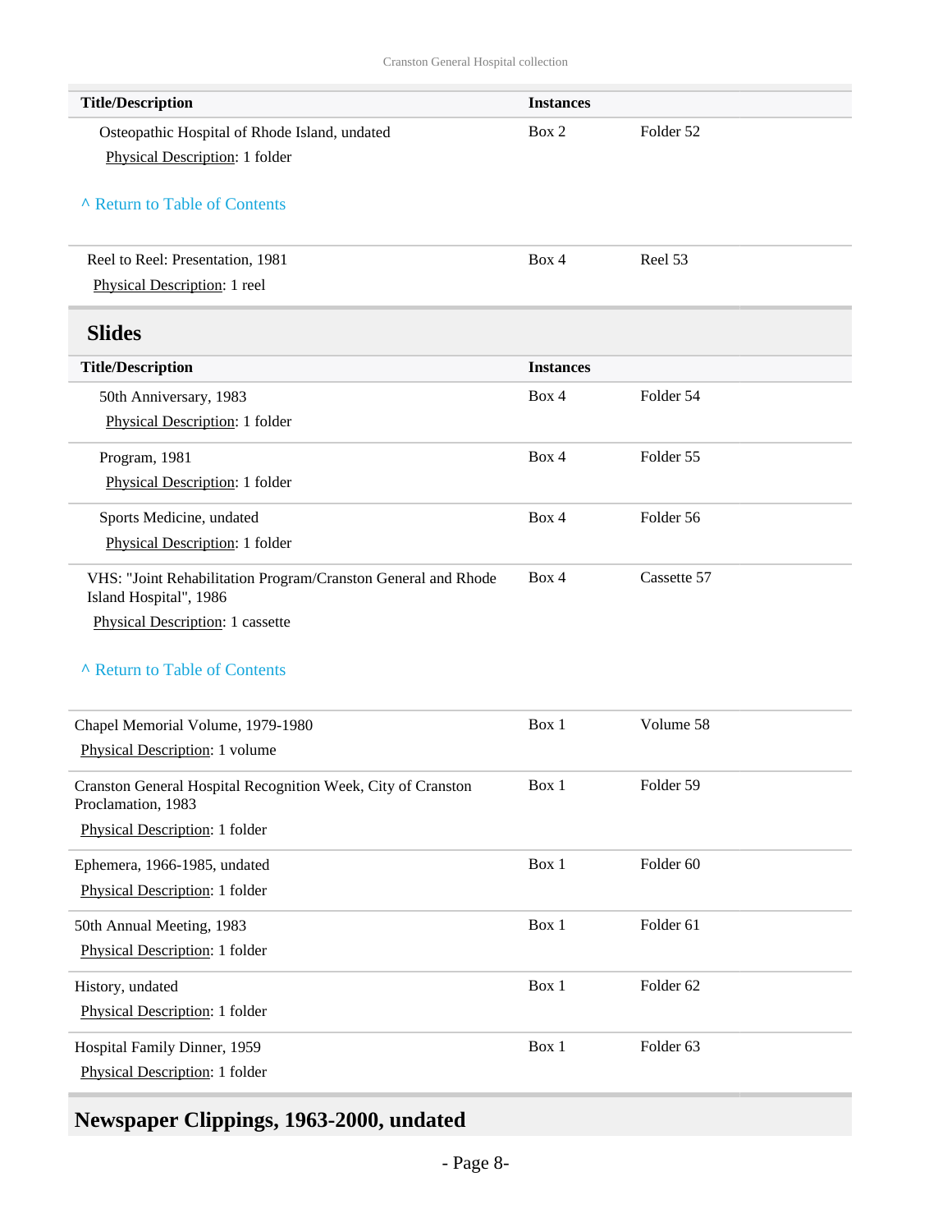| Title/Description | Instances | |
|---|---|---|
| Osteopathic Hospital of Rhode Island, undated<br>Physical Description: 1 folder | Box 2 | Folder 52 |

^ Return to Table of Contents

| Title/Description | Instances | |
|---|---|---|
| Reel to Reel: Presentation, 1981<br>Physical Description: 1 reel | Box 4 | Reel 53 |

## Slides

| Title/Description | Instances | |
|---|---|---|
| 50th Anniversary, 1983<br>Physical Description: 1 folder | Box 4 | Folder 54 |
| Program, 1981<br>Physical Description: 1 folder | Box 4 | Folder 55 |
| Sports Medicine, undated<br>Physical Description: 1 folder | Box 4 | Folder 56 |
| VHS: "Joint Rehabilitation Program/Cranston General and Rhode Island Hospital", 1986<br>Physical Description: 1 cassette | Box 4 | Cassette 57 |

^ Return to Table of Contents

| Title/Description | Instances | |
|---|---|---|
| Chapel Memorial Volume, 1979-1980<br>Physical Description: 1 volume | Box 1 | Volume 58 |
| Cranston General Hospital Recognition Week, City of Cranston Proclamation, 1983<br>Physical Description: 1 folder | Box 1 | Folder 59 |
| Ephemera, 1966-1985, undated<br>Physical Description: 1 folder | Box 1 | Folder 60 |
| 50th Annual Meeting, 1983<br>Physical Description: 1 folder | Box 1 | Folder 61 |
| History, undated<br>Physical Description: 1 folder | Box 1 | Folder 62 |
| Hospital Family Dinner, 1959<br>Physical Description: 1 folder | Box 1 | Folder 63 |

## Newspaper Clippings, 1963-2000, undated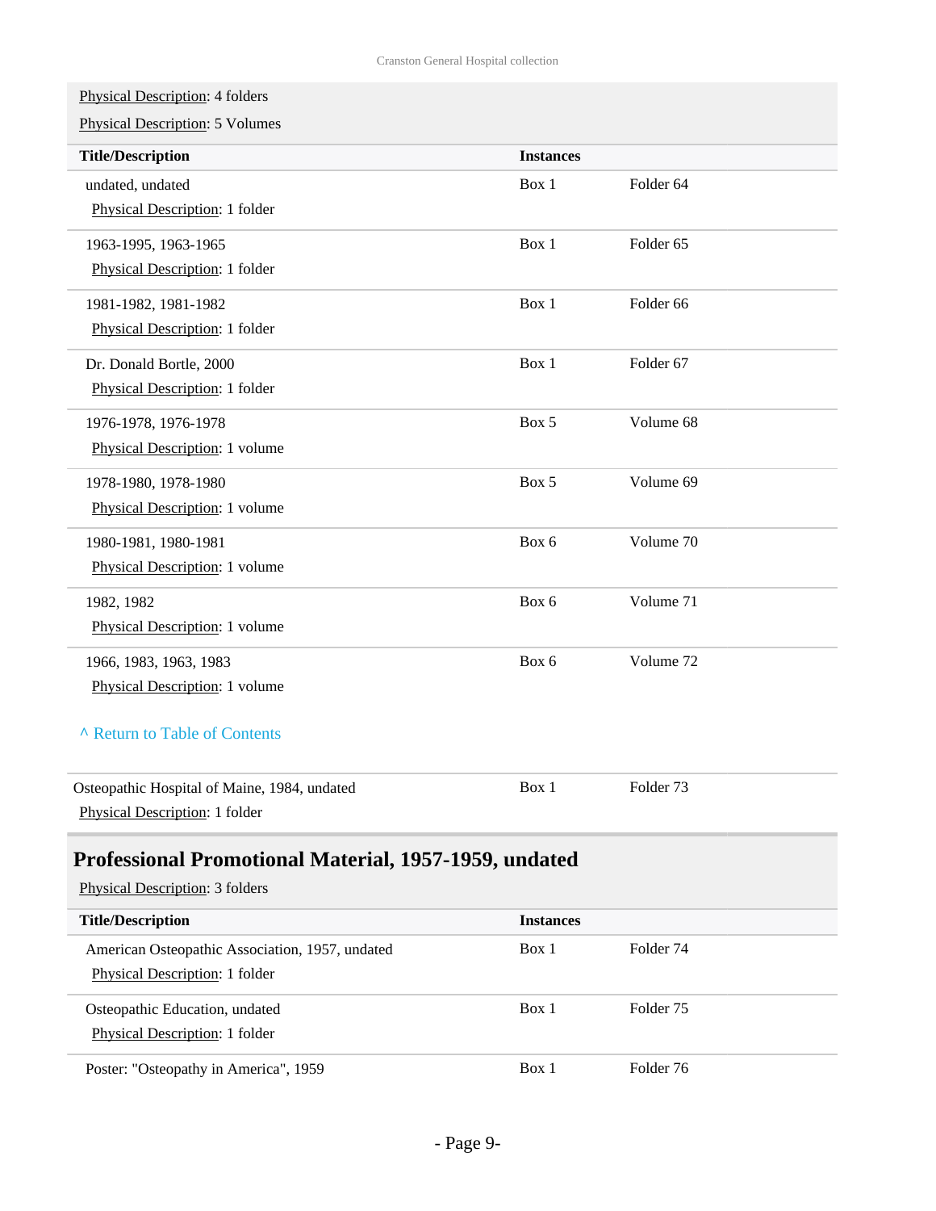Physical Description: 4 folders

Physical Description: 5 Volumes

| Title/Description | Instances | |
|---|---|---|
| undated, undated<br>Physical Description: 1 folder | Box 1 | Folder 64 |
| 1963-1995, 1963-1965<br>Physical Description: 1 folder | Box 1 | Folder 65 |
| 1981-1982, 1981-1982<br>Physical Description: 1 folder | Box 1 | Folder 66 |
| Dr. Donald Bortle, 2000<br>Physical Description: 1 folder | Box 1 | Folder 67 |
| 1976-1978, 1976-1978<br>Physical Description: 1 volume | Box 5 | Volume 68 |
| 1978-1980, 1978-1980<br>Physical Description: 1 volume | Box 5 | Volume 69 |
| 1980-1981, 1980-1981<br>Physical Description: 1 volume | Box 6 | Volume 70 |
| 1982, 1982<br>Physical Description: 1 volume | Box 6 | Volume 71 |
| 1966, 1983, 1963, 1983<br>Physical Description: 1 volume | Box 6 | Volume 72 |

^ Return to Table of Contents

| | | |
|---|---|---|
| Osteopathic Hospital of Maine, 1984, undated<br>Physical Description: 1 folder | Box 1 | Folder 73 |

## Professional Promotional Material, 1957-1959, undated

Physical Description: 3 folders

| Title/Description | Instances | |
|---|---|---|
| American Osteopathic Association, 1957, undated<br>Physical Description: 1 folder | Box 1 | Folder 74 |
| Osteopathic Education, undated<br>Physical Description: 1 folder | Box 1 | Folder 75 |
| Poster: "Osteopathy in America", 1959 | Box 1 | Folder 76 |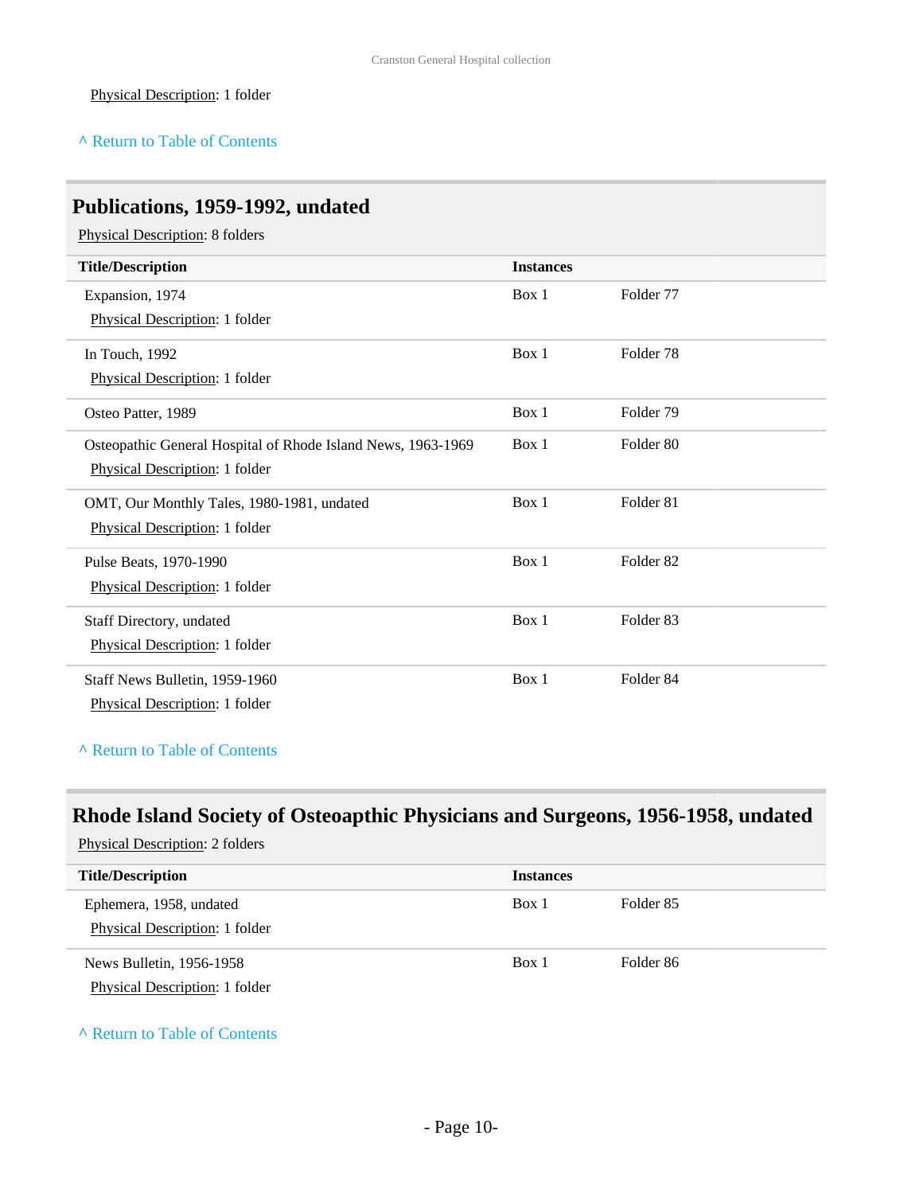Physical Description: 1 folder

^ Return to Table of Contents

## Publications, 1959-1992, undated

Physical Description: 8 folders

| Title/Description | Instances | |
|---|---|---|
| Expansion, 1974<br>Physical Description: 1 folder | Box 1 | Folder 77 |
| In Touch, 1992<br>Physical Description: 1 folder | Box 1 | Folder 78 |
| Osteo Patter, 1989 | Box 1 | Folder 79 |
| Osteopathic General Hospital of Rhode Island News, 1963-1969<br>Physical Description: 1 folder | Box 1 | Folder 80 |
| OMT, Our Monthly Tales, 1980-1981, undated<br>Physical Description: 1 folder | Box 1 | Folder 81 |
| Pulse Beats, 1970-1990<br>Physical Description: 1 folder | Box 1 | Folder 82 |
| Staff Directory, undated<br>Physical Description: 1 folder | Box 1 | Folder 83 |
| Staff News Bulletin, 1959-1960<br>Physical Description: 1 folder | Box 1 | Folder 84 |

^ Return to Table of Contents

## Rhode Island Society of Osteoapthic Physicians and Surgeons, 1956-1958, undated

Physical Description: 2 folders

| Title/Description | Instances | |
|---|---|---|
| Ephemera, 1958, undated<br>Physical Description: 1 folder | Box 1 | Folder 85 |
| News Bulletin, 1956-1958<br>Physical Description: 1 folder | Box 1 | Folder 86 |

^ Return to Table of Contents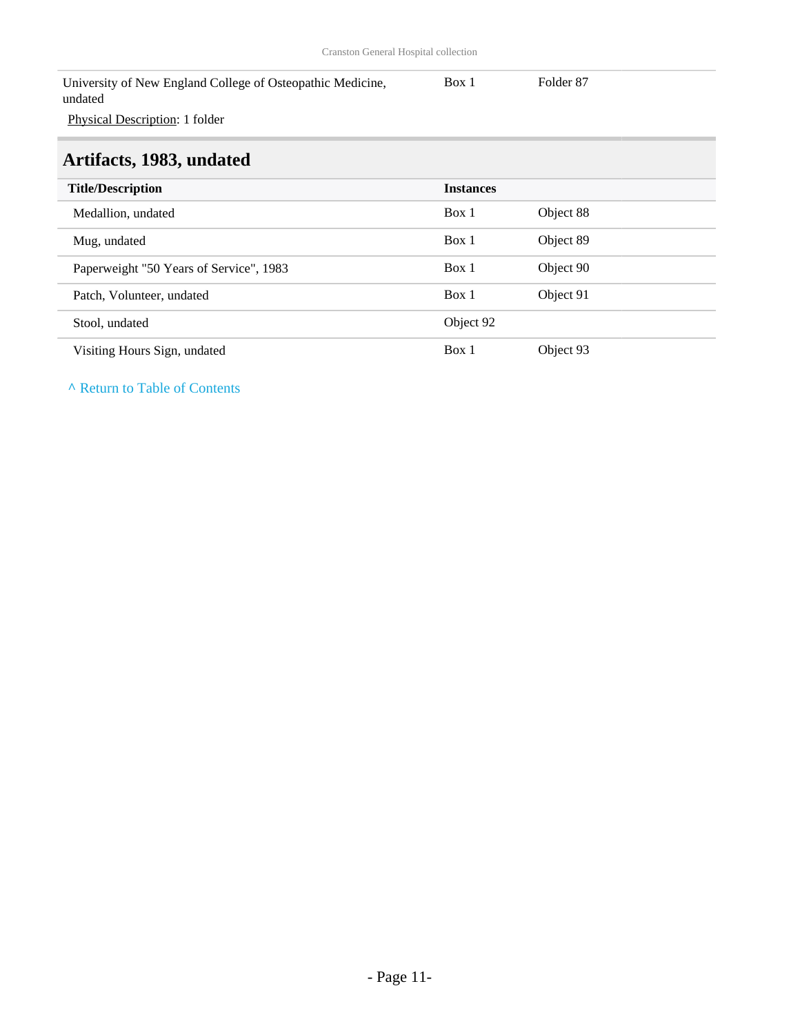| | | |
|---|---|---|
| University of New England College of Osteopathic Medicine, undated<br>Physical Description: 1 folder | Box 1 | Folder 87 |

## Artifacts, 1983, undated

| Title/Description | Instances | |
|---|---|---|
| Medallion, undated | Box 1 | Object 88 |
| Mug, undated | Box 1 | Object 89 |
| Paperweight "50 Years of Service", 1983 | Box 1 | Object 90 |
| Patch, Volunteer, undated | Box 1 | Object 91 |
| Stool, undated | Object 92 | |
| Visiting Hours Sign, undated | Box 1 | Object 93 |

^ Return to Table of Contents